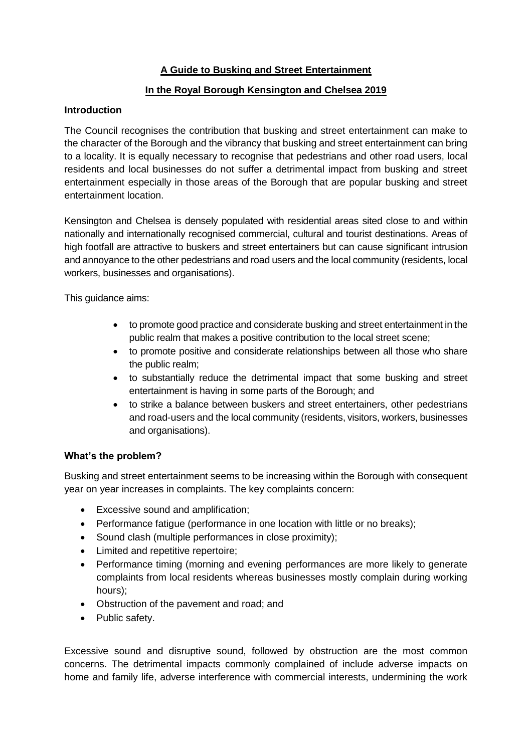# A Guide to Busking and Street Entertainment

## In the Royal Borough Kensington and Chelsea 2019

### Introduction

The Council recognises the contribution that busking and street entertainment can make to the character of the Borough and the vibrancy that busking and street entertainment can bring to a locality. It is equally necessary to recognise that pedestrians and other road users, local residents and local businesses do not suffer a detrimental impact from busking and street entertainment especially in those areas of the Borough that are popular busking and street entertainment location.

Kensington and Chelsea is densely populated with residential areas sited close to and within nationally and internationally recognised commercial, cultural and tourist destinations. Areas of high footfall are attractive to buskers and street entertainers but can cause significant intrusion and annoyance to the other pedestrians and road users and the local community (residents, local workers, businesses and organisations).

This guidance aims:

- to promote good practice and considerate busking and street entertainment in the public realm that makes a positive contribution to the local street scene;
- to promote positive and considerate relationships between all those who share the public realm;
- to substantially reduce the detrimental impact that some busking and street entertainment is having in some parts of the Borough; and
- to strike a balance between buskers and street entertainers, other pedestrians and road-users and the local community (residents, visitors, workers, businesses and organisations).

### What's the problem?

Busking and street entertainment seems to be increasing within the Borough with consequent year on year increases in complaints. The key complaints concern:

- Excessive sound and amplification;
- Performance fatigue (performance in one location with little or no breaks);
- Sound clash (multiple performances in close proximity);
- Limited and repetitive repertoire;
- Performance timing (morning and evening performances are more likely to generate complaints from local residents whereas businesses mostly complain during working hours);
- Obstruction of the pavement and road; and
- Public safety.

Excessive sound and disruptive sound, followed by obstruction are the most common concerns. The detrimental impacts commonly complained of include adverse impacts on home and family life, adverse interference with commercial interests, undermining the work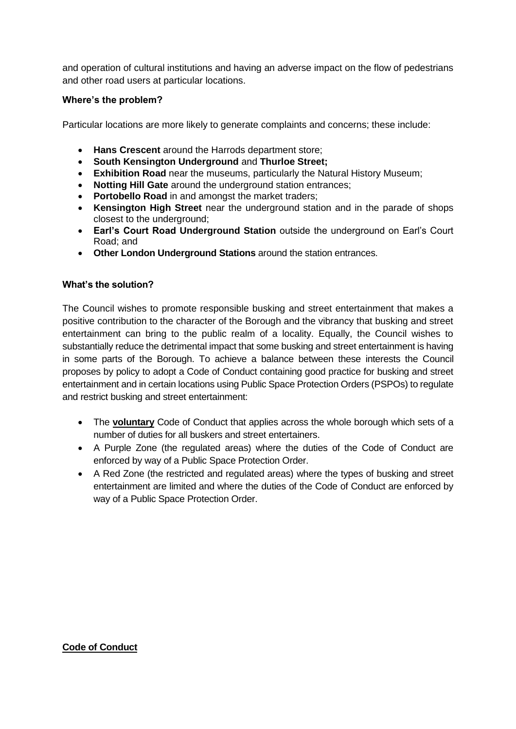and operation of cultural institutions and having an adverse impact on the flow of pedestrians and other road users at particular locations.

**Where's the problem?**

Particular locations are more likely to generate complaints and concerns; these include:

- **Hans Crescent** around the Harrods department store;
- **South Kensington Underground** and **Thurloe Street;**
- **Exhibition Road** near the museums, particularly the Natural History Museum;
- **Notting Hill Gate** around the underground station entrances;
- **Portobello Road** in and amongst the market traders;
- **Kensington High Street** near the underground station and in the parade of shops closest to the underground;
- **Earl's Court Road Underground Station** outside the underground on Earl's Court Road; and
- **Other London Underground Stations** around the station entrances.

**What's the solution?**

The Council wishes to promote responsible busking and street entertainment that makes a positive contribution to the character of the Borough and the vibrancy that busking and street entertainment can bring to the public realm of a locality. Equally, the Council wishes to substantially reduce the detrimental impact that some busking and street entertainment is having in some parts of the Borough. To achieve a balance between these interests the Council proposes by policy to adopt a Code of Conduct containing good practice for busking and street entertainment and in certain locations using Public Space Protection Orders (PSPOs) to regulate and restrict busking and street entertainment:

- The **voluntary** Code of Conduct that applies across the whole borough which sets of a number of duties for all buskers and street entertainers.
- A Purple Zone (the regulated areas) where the duties of the Code of Conduct are enforced by way of a Public Space Protection Order.
- A Red Zone (the restricted and regulated areas) where the types of busking and street entertainment are limited and where the duties of the Code of Conduct are enforced by way of a Public Space Protection Order.

**Code of Conduct**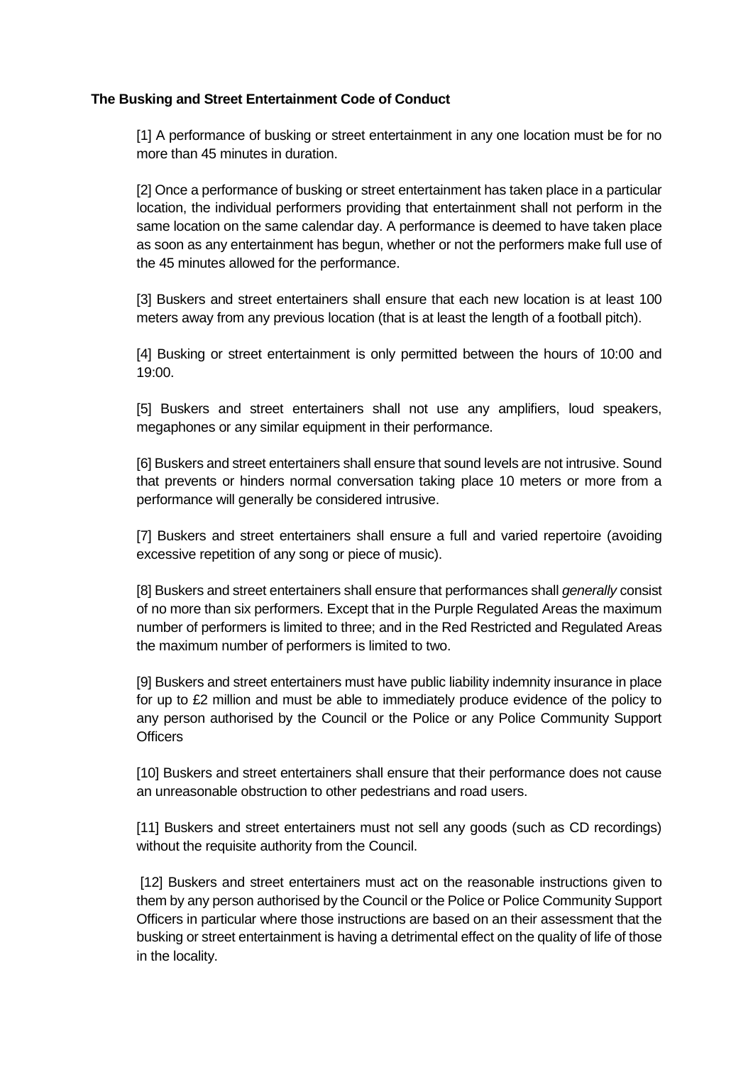**The Busking and Street Entertainment Code of Conduct**

[1] A performance of busking or street entertainment in any one location must be for no more than 45 minutes in duration.

[2] Once a performance of busking or street entertainment has taken place in a particular location, the individual performers providing that entertainment shall not perform in the same location on the same calendar day. A performance is deemed to have taken place as soon as any entertainment has begun, whether or not the performers make full use of the 45 minutes allowed for the performance.

[3] Buskers and street entertainers shall ensure that each new location is at least 100 meters away from any previous location (that is at least the length of a football pitch).

[4] Busking or street entertainment is only permitted between the hours of 10:00 and 19:00.

[5] Buskers and street entertainers shall not use any amplifiers, loud speakers, megaphones or any similar equipment in their performance.

[6] Buskers and street entertainers shall ensure that sound levels are not intrusive. Sound that prevents or hinders normal conversation taking place 10 meters or more from a performance will generally be considered intrusive.

[7] Buskers and street entertainers shall ensure a full and varied repertoire (avoiding excessive repetition of any song or piece of music).

[8] Buskers and street entertainers shall ensure that performances shall *generally* consist of no more than six performers. Except that in the Purple Regulated Areas the maximum number of performers is limited to three; and in the Red Restricted and Regulated Areas the maximum number of performers is limited to two.

[9] Buskers and street entertainers must have public liability indemnity insurance in place for up to £2 million and must be able to immediately produce evidence of the policy to any person authorised by the Council or the Police or any Police Community Support Officers

[10] Buskers and street entertainers shall ensure that their performance does not cause an unreasonable obstruction to other pedestrians and road users.

[11] Buskers and street entertainers must not sell any goods (such as CD recordings) without the requisite authority from the Council.

[12] Buskers and street entertainers must act on the reasonable instructions given to them by any person authorised by the Council or the Police or Police Community Support Officers in particular where those instructions are based on an their assessment that the busking or street entertainment is having a detrimental effect on the quality of life of those in the locality.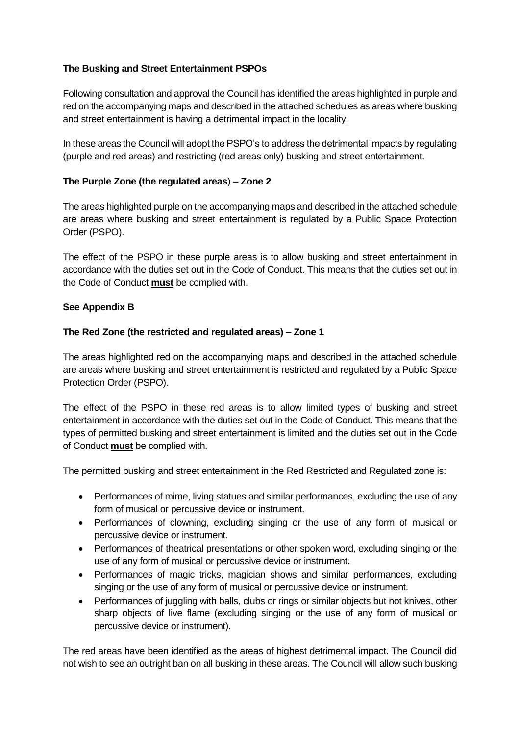**The Busking and Street Entertainment PSPOs**

Following consultation and approval the Council has identified the areas highlighted in purple and red on the accompanying maps and described in the attached schedules as areas where busking and street entertainment is having a detrimental impact in the locality.

In these areas the Council will adopt the PSPO's to address the detrimental impacts by regulating (purple and red areas) and restricting (red areas only) busking and street entertainment.

**The Purple Zone (the regulated areas) – Zone 2**

The areas highlighted purple on the accompanying maps and described in the attached schedule are areas where busking and street entertainment is regulated by a Public Space Protection Order (PSPO).

The effect of the PSPO in these purple areas is to allow busking and street entertainment in accordance with the duties set out in the Code of Conduct. This means that the duties set out in the Code of Conduct **must** be complied with.

**See Appendix B**

**The Red Zone (the restricted and regulated areas) – Zone 1**

The areas highlighted red on the accompanying maps and described in the attached schedule are areas where busking and street entertainment is restricted and regulated by a Public Space Protection Order (PSPO).

The effect of the PSPO in these red areas is to allow limited types of busking and street entertainment in accordance with the duties set out in the Code of Conduct. This means that the types of permitted busking and street entertainment is limited and the duties set out in the Code of Conduct **must** be complied with.

The permitted busking and street entertainment in the Red Restricted and Regulated zone is:

- Performances of mime, living statues and similar performances, excluding the use of any form of musical or percussive device or instrument.
- Performances of clowning, excluding singing or the use of any form of musical or percussive device or instrument.
- Performances of theatrical presentations or other spoken word, excluding singing or the use of any form of musical or percussive device or instrument.
- Performances of magic tricks, magician shows and similar performances, excluding singing or the use of any form of musical or percussive device or instrument.
- Performances of juggling with balls, clubs or rings or similar objects but not knives, other sharp objects of live flame (excluding singing or the use of any form of musical or percussive device or instrument).

The red areas have been identified as the areas of highest detrimental impact. The Council did not wish to see an outright ban on all busking in these areas. The Council will allow such busking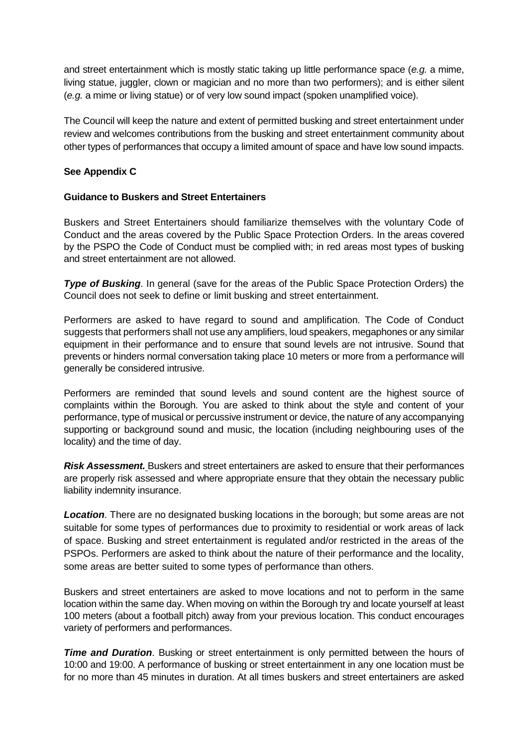and street entertainment which is mostly static taking up little performance space (*e.g.* a mime, living statue, juggler, clown or magician and no more than two performers); and is either silent (*e.g.* a mime or living statue) or of very low sound impact (spoken unamplified voice).

The Council will keep the nature and extent of permitted busking and street entertainment under review and welcomes contributions from the busking and street entertainment community about other types of performances that occupy a limited amount of space and have low sound impacts.

**See Appendix C**

**Guidance to Buskers and Street Entertainers**

Buskers and Street Entertainers should familiarize themselves with the voluntary Code of Conduct and the areas covered by the Public Space Protection Orders. In the areas covered by the PSPO the Code of Conduct must be complied with; in red areas most types of busking and street entertainment are not allowed.

***Type of Busking***. In general (save for the areas of the Public Space Protection Orders) the Council does not seek to define or limit busking and street entertainment.

Performers are asked to have regard to sound and amplification. The Code of Conduct suggests that performers shall not use any amplifiers, loud speakers, megaphones or any similar equipment in their performance and to ensure that sound levels are not intrusive. Sound that prevents or hinders normal conversation taking place 10 meters or more from a performance will generally be considered intrusive.

Performers are reminded that sound levels and sound content are the highest source of complaints within the Borough. You are asked to think about the style and content of your performance, type of musical or percussive instrument or device, the nature of any accompanying supporting or background sound and music, the location (including neighbouring uses of the locality) and the time of day.

***Risk Assessment.*** Buskers and street entertainers are asked to ensure that their performances are properly risk assessed and where appropriate ensure that they obtain the necessary public liability indemnity insurance.

***Location***. There are no designated busking locations in the borough; but some areas are not suitable for some types of performances due to proximity to residential or work areas of lack of space. Busking and street entertainment is regulated and/or restricted in the areas of the PSPOs. Performers are asked to think about the nature of their performance and the locality, some areas are better suited to some types of performance than others.

Buskers and street entertainers are asked to move locations and not to perform in the same location within the same day. When moving on within the Borough try and locate yourself at least 100 meters (about a football pitch) away from your previous location. This conduct encourages variety of performers and performances.

***Time and Duration***. Busking or street entertainment is only permitted between the hours of 10:00 and 19:00. A performance of busking or street entertainment in any one location must be for no more than 45 minutes in duration. At all times buskers and street entertainers are asked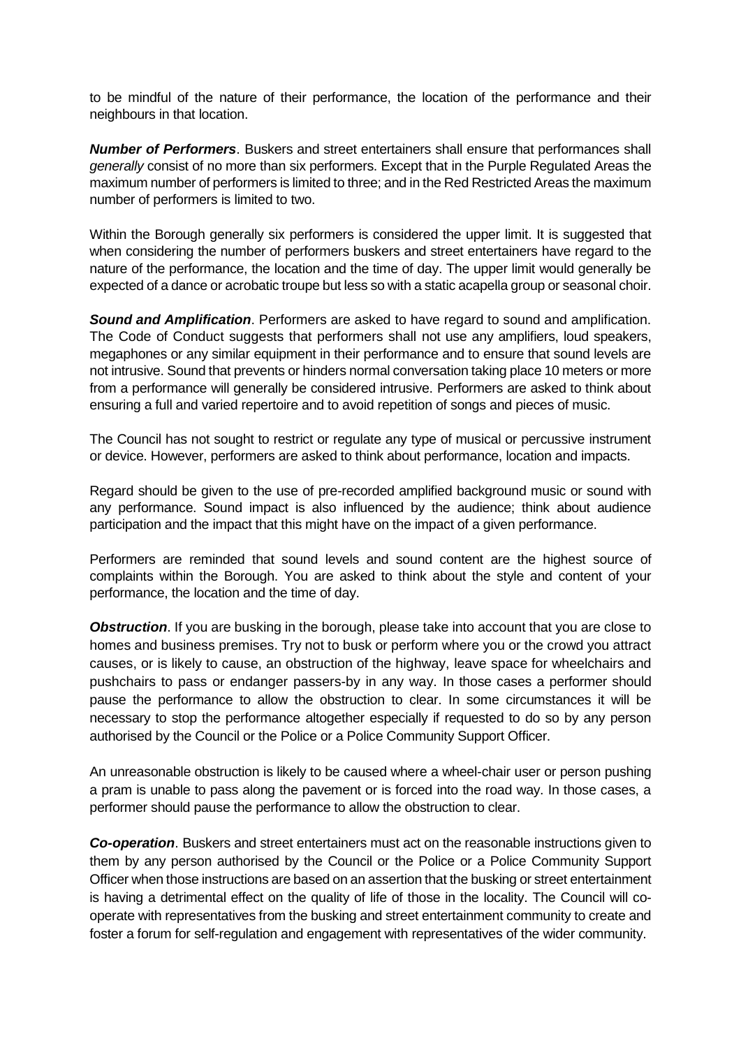to be mindful of the nature of their performance, the location of the performance and their neighbours in that location.

***Number of Performers***. Buskers and street entertainers shall ensure that performances shall *generally* consist of no more than six performers. Except that in the Purple Regulated Areas the maximum number of performers is limited to three; and in the Red Restricted Areas the maximum number of performers is limited to two.

Within the Borough generally six performers is considered the upper limit. It is suggested that when considering the number of performers buskers and street entertainers have regard to the nature of the performance, the location and the time of day. The upper limit would generally be expected of a dance or acrobatic troupe but less so with a static acapella group or seasonal choir.

***Sound and Amplification***. Performers are asked to have regard to sound and amplification. The Code of Conduct suggests that performers shall not use any amplifiers, loud speakers, megaphones or any similar equipment in their performance and to ensure that sound levels are not intrusive. Sound that prevents or hinders normal conversation taking place 10 meters or more from a performance will generally be considered intrusive. Performers are asked to think about ensuring a full and varied repertoire and to avoid repetition of songs and pieces of music.

The Council has not sought to restrict or regulate any type of musical or percussive instrument or device. However, performers are asked to think about performance, location and impacts.

Regard should be given to the use of pre-recorded amplified background music or sound with any performance. Sound impact is also influenced by the audience; think about audience participation and the impact that this might have on the impact of a given performance.

Performers are reminded that sound levels and sound content are the highest source of complaints within the Borough. You are asked to think about the style and content of your performance, the location and the time of day.

***Obstruction***. If you are busking in the borough, please take into account that you are close to homes and business premises. Try not to busk or perform where you or the crowd you attract causes, or is likely to cause, an obstruction of the highway, leave space for wheelchairs and pushchairs to pass or endanger passers-by in any way. In those cases a performer should pause the performance to allow the obstruction to clear. In some circumstances it will be necessary to stop the performance altogether especially if requested to do so by any person authorised by the Council or the Police or a Police Community Support Officer.

An unreasonable obstruction is likely to be caused where a wheel-chair user or person pushing a pram is unable to pass along the pavement or is forced into the road way. In those cases, a performer should pause the performance to allow the obstruction to clear.

***Co-operation***. Buskers and street entertainers must act on the reasonable instructions given to them by any person authorised by the Council or the Police or a Police Community Support Officer when those instructions are based on an assertion that the busking or street entertainment is having a detrimental effect on the quality of life of those in the locality. The Council will co-operate with representatives from the busking and street entertainment community to create and foster a forum for self-regulation and engagement with representatives of the wider community.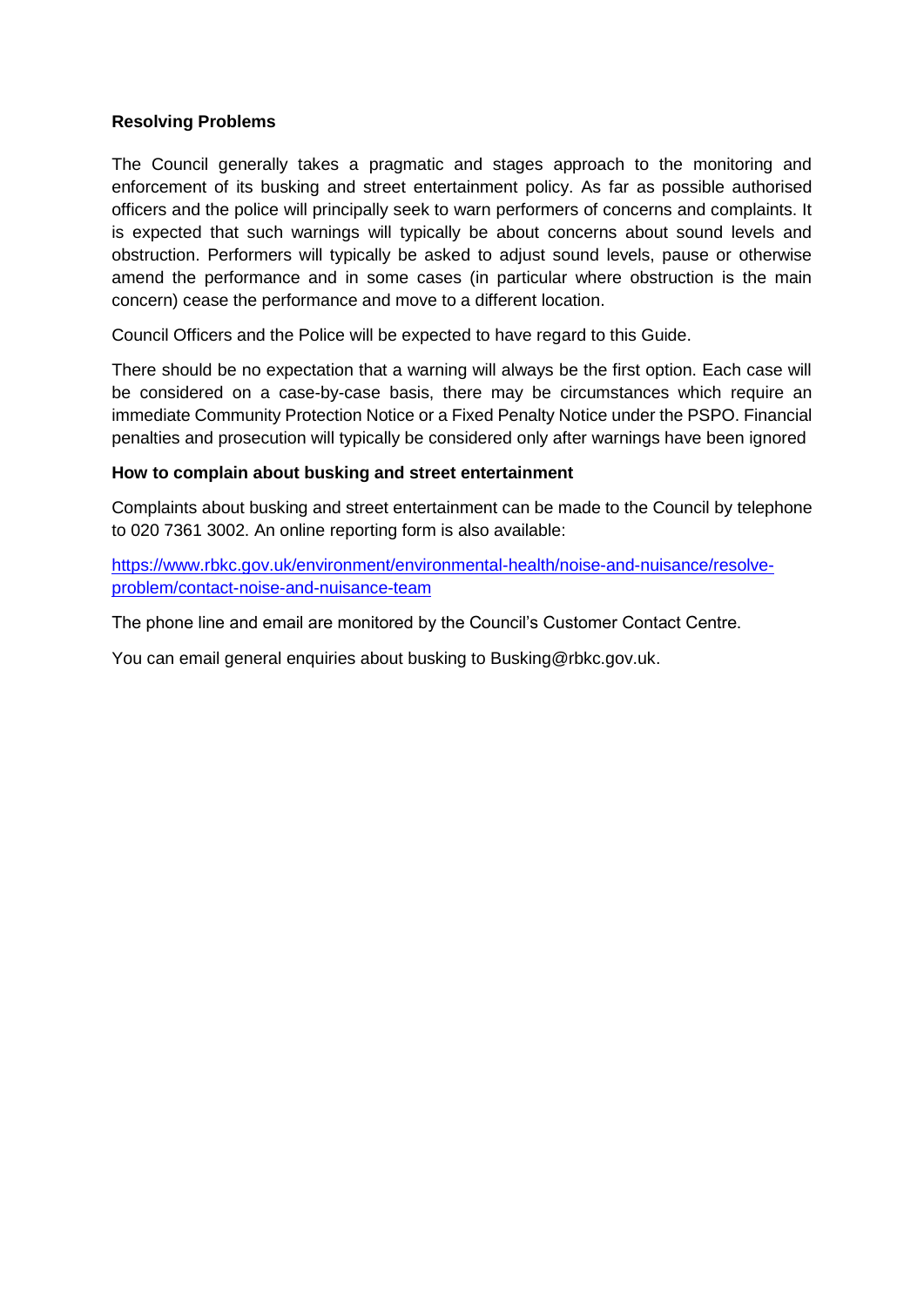**Resolving Problems**

The Council generally takes a pragmatic and stages approach to the monitoring and enforcement of its busking and street entertainment policy. As far as possible authorised officers and the police will principally seek to warn performers of concerns and complaints. It is expected that such warnings will typically be about concerns about sound levels and obstruction. Performers will typically be asked to adjust sound levels, pause or otherwise amend the performance and in some cases (in particular where obstruction is the main concern) cease the performance and move to a different location.

Council Officers and the Police will be expected to have regard to this Guide.

There should be no expectation that a warning will always be the first option. Each case will be considered on a case-by-case basis, there may be circumstances which require an immediate Community Protection Notice or a Fixed Penalty Notice under the PSPO. Financial penalties and prosecution will typically be considered only after warnings have been ignored

**How to complain about busking and street entertainment**

Complaints about busking and street entertainment can be made to the Council by telephone to 020 7361 3002. An online reporting form is also available:

[https://www.rbkc.gov.uk/environment/environmental-health/noise-and-nuisance/resolve-problem/contact-noise-and-nuisance-team](https://www.rbkc.gov.uk/environment/environmental-health/noise-and-nuisance/resolve-problem/contact-noise-and-nuisance-team)

The phone line and email are monitored by the Council's Customer Contact Centre.

You can email general enquiries about busking to Busking@rbkc.gov.uk.